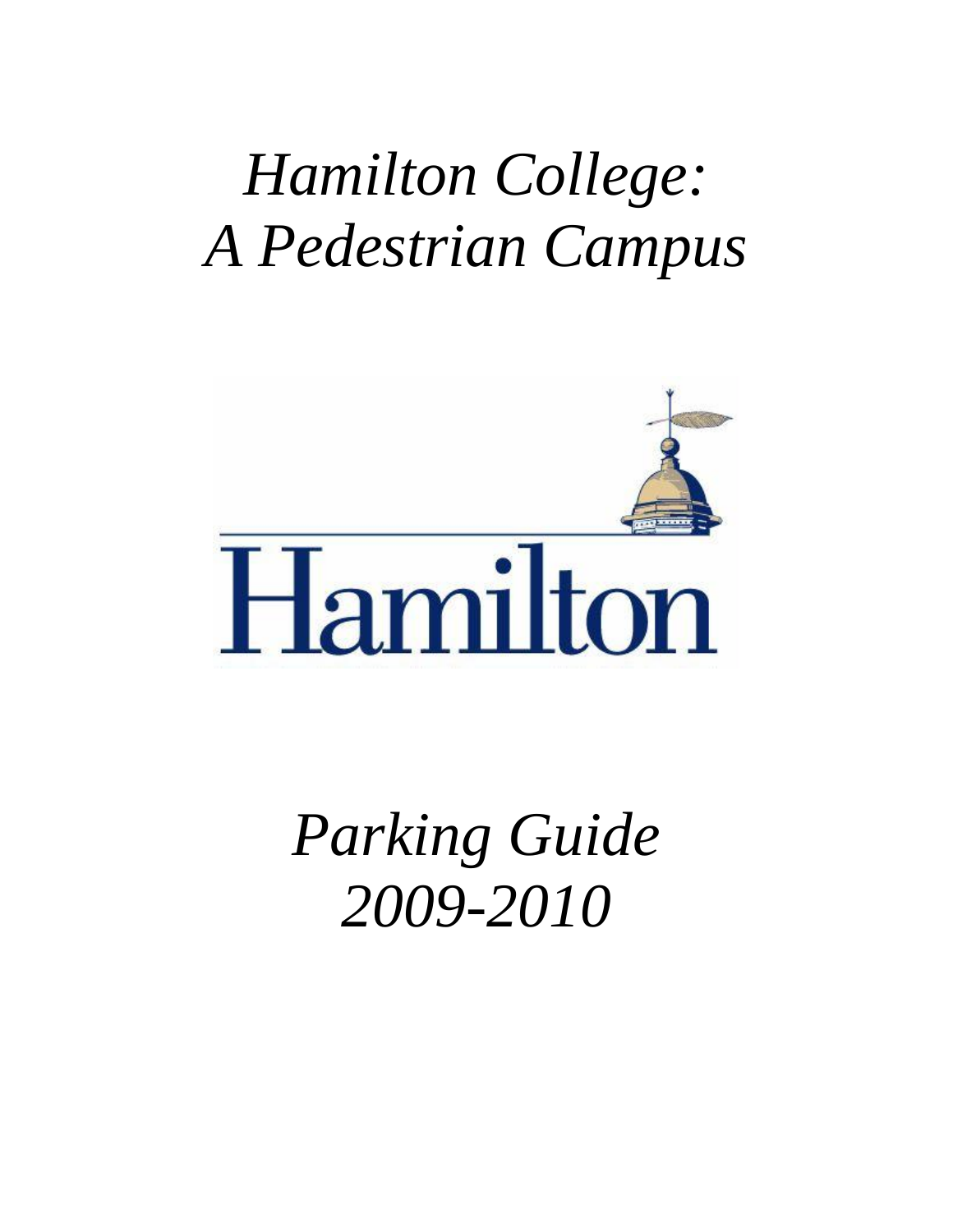# *Hamilton College: A Pedestrian Campus*

Hamilton

# *Parking Guide 2009-2010*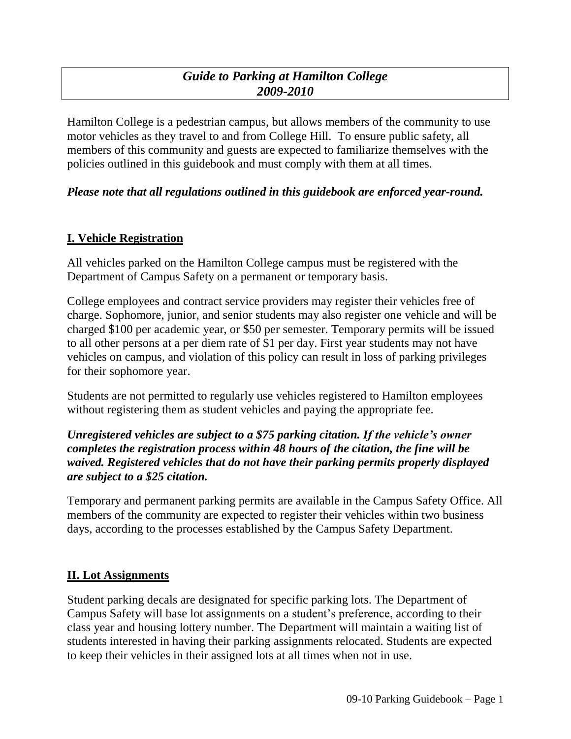# *Guide to Parking at Hamilton College 2009-2010*

Hamilton College is a pedestrian campus, but allows members of the community to use motor vehicles as they travel to and from College Hill. To ensure public safety, all members of this community and guests are expected to familiarize themselves with the policies outlined in this guidebook and must comply with them at all times.

***Please note that all regulations outlined in this guidebook are enforced year-round.***

## I. Vehicle Registration

All vehicles parked on the Hamilton College campus must be registered with the Department of Campus Safety on a permanent or temporary basis.

College employees and contract service providers may register their vehicles free of charge. Sophomore, junior, and senior students may also register one vehicle and will be charged $100 per academic year, or $50 per semester. Temporary permits will be issued to all other persons at a per diem rate of $1 per day. First year students may not have vehicles on campus, and violation of this policy can result in loss of parking privileges for their sophomore year.

Students are not permitted to regularly use vehicles registered to Hamilton employees without registering them as student vehicles and paying the appropriate fee.

***Unregistered vehicles are subject to a $75 parking citation. If the vehicle's owner completes the registration process within 48 hours of the citation, the fine will be waived. Registered vehicles that do not have their parking permits properly displayed are subject to a $25 citation.***

Temporary and permanent parking permits are available in the Campus Safety Office. All members of the community are expected to register their vehicles within two business days, according to the processes established by the Campus Safety Department.

## II. Lot Assignments

Student parking decals are designated for specific parking lots. The Department of Campus Safety will base lot assignments on a student's preference, according to their class year and housing lottery number. The Department will maintain a waiting list of students interested in having their parking assignments relocated. Students are expected to keep their vehicles in their assigned lots at all times when not in use.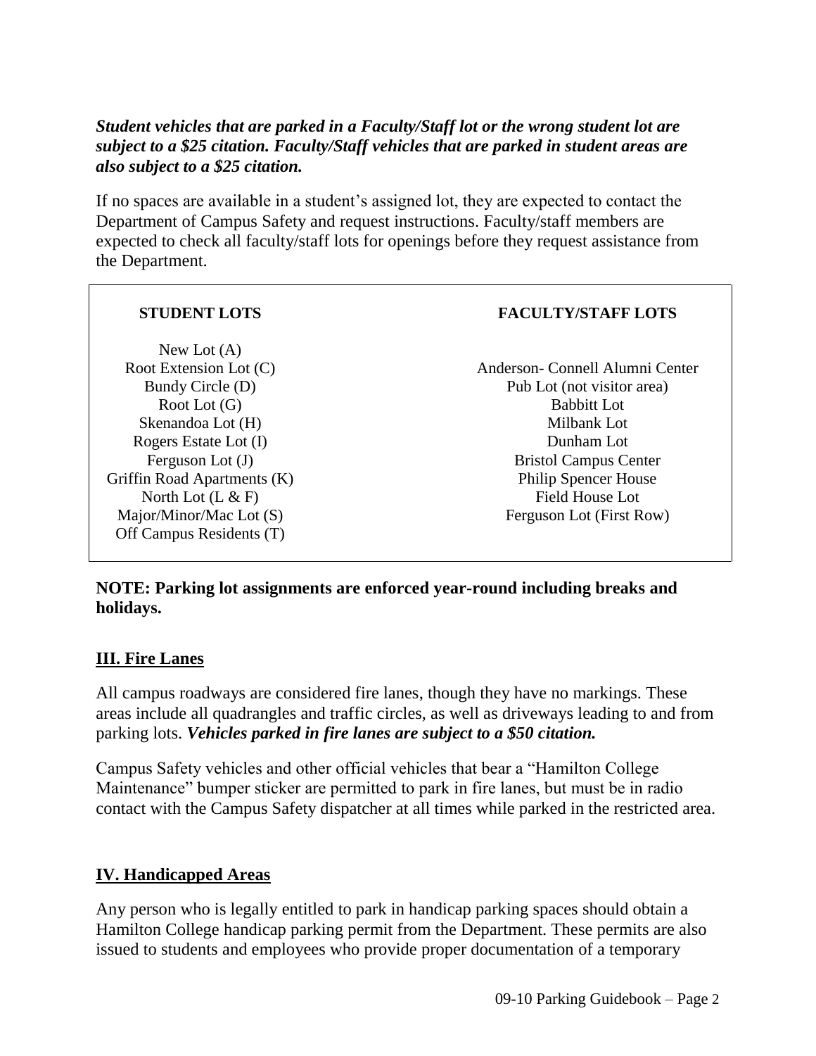***Student vehicles that are parked in a Faculty/Staff lot or the wrong student lot are subject to a $25 citation. Faculty/Staff vehicles that are parked in student areas are also subject to a $25 citation.***

If no spaces are available in a student's assigned lot, they are expected to contact the Department of Campus Safety and request instructions. Faculty/staff members are expected to check all faculty/staff lots for openings before they request assistance from the Department.

| **STUDENT LOTS** | **FACULTY/STAFF LOTS** |
|---|---|
| New Lot (A) | |
| Root Extension Lot (C) | Anderson- Connell Alumni Center |
| Bundy Circle (D) | Pub Lot (not visitor area) |
| Root Lot (G) | Babbitt Lot |
| Skenandoa Lot (H) | Milbank Lot |
| Rogers Estate Lot (I) | Dunham Lot |
| Ferguson Lot (J) | Bristol Campus Center |
| Griffin Road Apartments (K) | Philip Spencer House |
| North Lot (L & F) | Field House Lot |
| Major/Minor/Mac Lot (S) | Ferguson Lot (First Row) |
| Off Campus Residents (T) | |

**NOTE: Parking lot assignments are enforced year-round including breaks and holidays.**

## III. Fire Lanes

All campus roadways are considered fire lanes, though they have no markings. These areas include all quadrangles and traffic circles, as well as driveways leading to and from parking lots. ***Vehicles parked in fire lanes are subject to a $50 citation.***

Campus Safety vehicles and other official vehicles that bear a "Hamilton College Maintenance" bumper sticker are permitted to park in fire lanes, but must be in radio contact with the Campus Safety dispatcher at all times while parked in the restricted area.

## IV. Handicapped Areas

Any person who is legally entitled to park in handicap parking spaces should obtain a Hamilton College handicap parking permit from the Department. These permits are also issued to students and employees who provide proper documentation of a temporary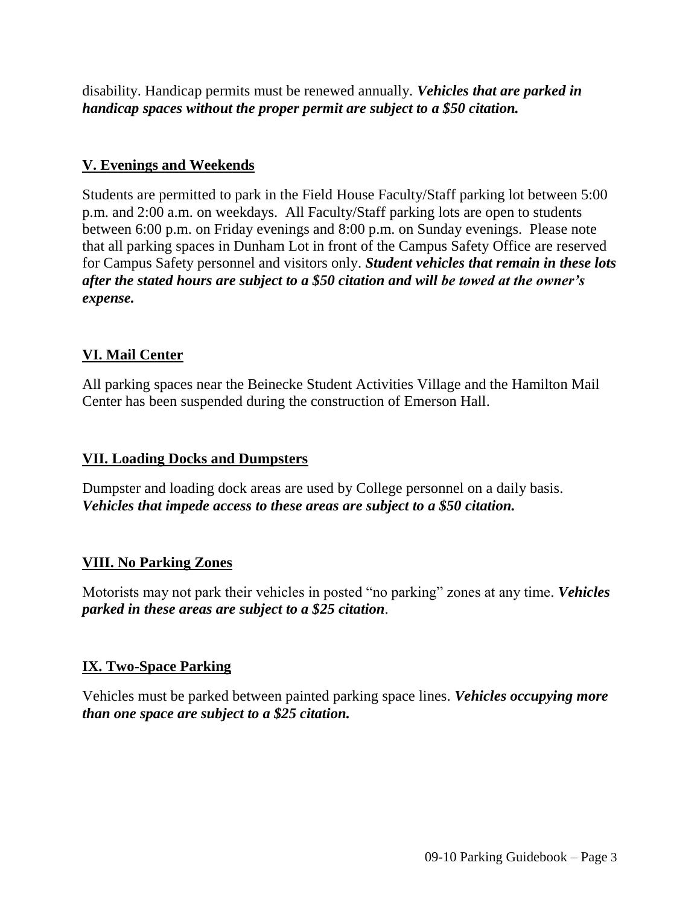disability. Handicap permits must be renewed annually. ***Vehicles that are parked in handicap spaces without the proper permit are subject to a $50 citation.***

## V. Evenings and Weekends

Students are permitted to park in the Field House Faculty/Staff parking lot between 5:00 p.m. and 2:00 a.m. on weekdays. All Faculty/Staff parking lots are open to students between 6:00 p.m. on Friday evenings and 8:00 p.m. on Sunday evenings. Please note that all parking spaces in Dunham Lot in front of the Campus Safety Office are reserved for Campus Safety personnel and visitors only. ***Student vehicles that remain in these lots after the stated hours are subject to a $50 citation and will be towed at the owner's expense.***

## VI. Mail Center

All parking spaces near the Beinecke Student Activities Village and the Hamilton Mail Center has been suspended during the construction of Emerson Hall.

## VII. Loading Docks and Dumpsters

Dumpster and loading dock areas are used by College personnel on a daily basis. ***Vehicles that impede access to these areas are subject to a $50 citation.***

## VIII. No Parking Zones

Motorists may not park their vehicles in posted "no parking" zones at any time. ***Vehicles parked in these areas are subject to a $25 citation***.

## IX. Two-Space Parking

Vehicles must be parked between painted parking space lines. ***Vehicles occupying more than one space are subject to a $25 citation.***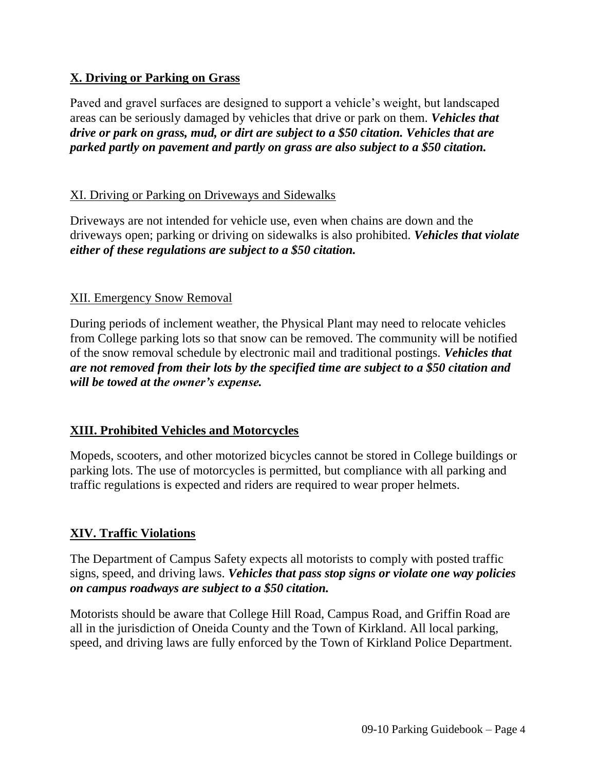## X. Driving or Parking on Grass

Paved and gravel surfaces are designed to support a vehicle's weight, but landscaped areas can be seriously damaged by vehicles that drive or park on them. ***Vehicles that drive or park on grass, mud, or dirt are subject to a $50 citation. Vehicles that are parked partly on pavement and partly on grass are also subject to a $50 citation.***

## XI. Driving or Parking on Driveways and Sidewalks

Driveways are not intended for vehicle use, even when chains are down and the driveways open; parking or driving on sidewalks is also prohibited. ***Vehicles that violate either of these regulations are subject to a $50 citation.***

## XII. Emergency Snow Removal

During periods of inclement weather, the Physical Plant may need to relocate vehicles from College parking lots so that snow can be removed. The community will be notified of the snow removal schedule by electronic mail and traditional postings. ***Vehicles that are not removed from their lots by the specified time are subject to a $50 citation and will be towed at the owner's expense.***

## XIII. Prohibited Vehicles and Motorcycles

Mopeds, scooters, and other motorized bicycles cannot be stored in College buildings or parking lots. The use of motorcycles is permitted, but compliance with all parking and traffic regulations is expected and riders are required to wear proper helmets.

## XIV. Traffic Violations

The Department of Campus Safety expects all motorists to comply with posted traffic signs, speed, and driving laws. ***Vehicles that pass stop signs or violate one way policies on campus roadways are subject to a $50 citation.***

Motorists should be aware that College Hill Road, Campus Road, and Griffin Road are all in the jurisdiction of Oneida County and the Town of Kirkland. All local parking, speed, and driving laws are fully enforced by the Town of Kirkland Police Department.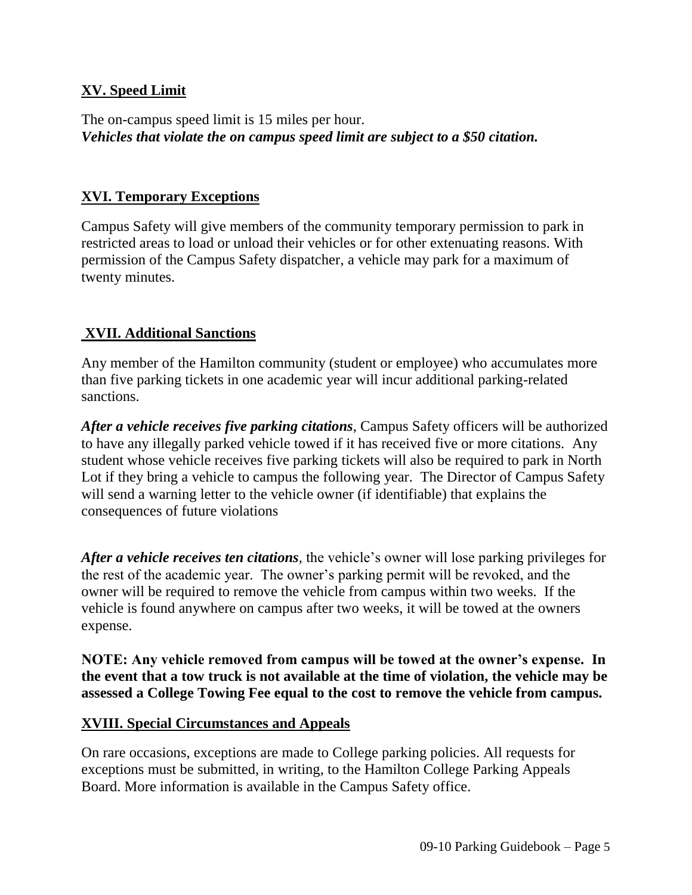## XV. Speed Limit

The on-campus speed limit is 15 miles per hour.
***Vehicles that violate the on campus speed limit are subject to a $50 citation.***

## XVI. Temporary Exceptions

Campus Safety will give members of the community temporary permission to park in restricted areas to load or unload their vehicles or for other extenuating reasons. With permission of the Campus Safety dispatcher, a vehicle may park for a maximum of twenty minutes.

## XVII. Additional Sanctions

Any member of the Hamilton community (student or employee) who accumulates more than five parking tickets in one academic year will incur additional parking-related sanctions.

***After a vehicle receives five parking citations***, Campus Safety officers will be authorized to have any illegally parked vehicle towed if it has received five or more citations. Any student whose vehicle receives five parking tickets will also be required to park in North Lot if they bring a vehicle to campus the following year. The Director of Campus Safety will send a warning letter to the vehicle owner (if identifiable) that explains the consequences of future violations

***After a vehicle receives ten citations***, the vehicle's owner will lose parking privileges for the rest of the academic year. The owner's parking permit will be revoked, and the owner will be required to remove the vehicle from campus within two weeks. If the vehicle is found anywhere on campus after two weeks, it will be towed at the owners expense.

**NOTE: Any vehicle removed from campus will be towed at the owner's expense. In the event that a tow truck is not available at the time of violation, the vehicle may be assessed a College Towing Fee equal to the cost to remove the vehicle from campus.**

## XVIII. Special Circumstances and Appeals

On rare occasions, exceptions are made to College parking policies. All requests for exceptions must be submitted, in writing, to the Hamilton College Parking Appeals Board. More information is available in the Campus Safety office.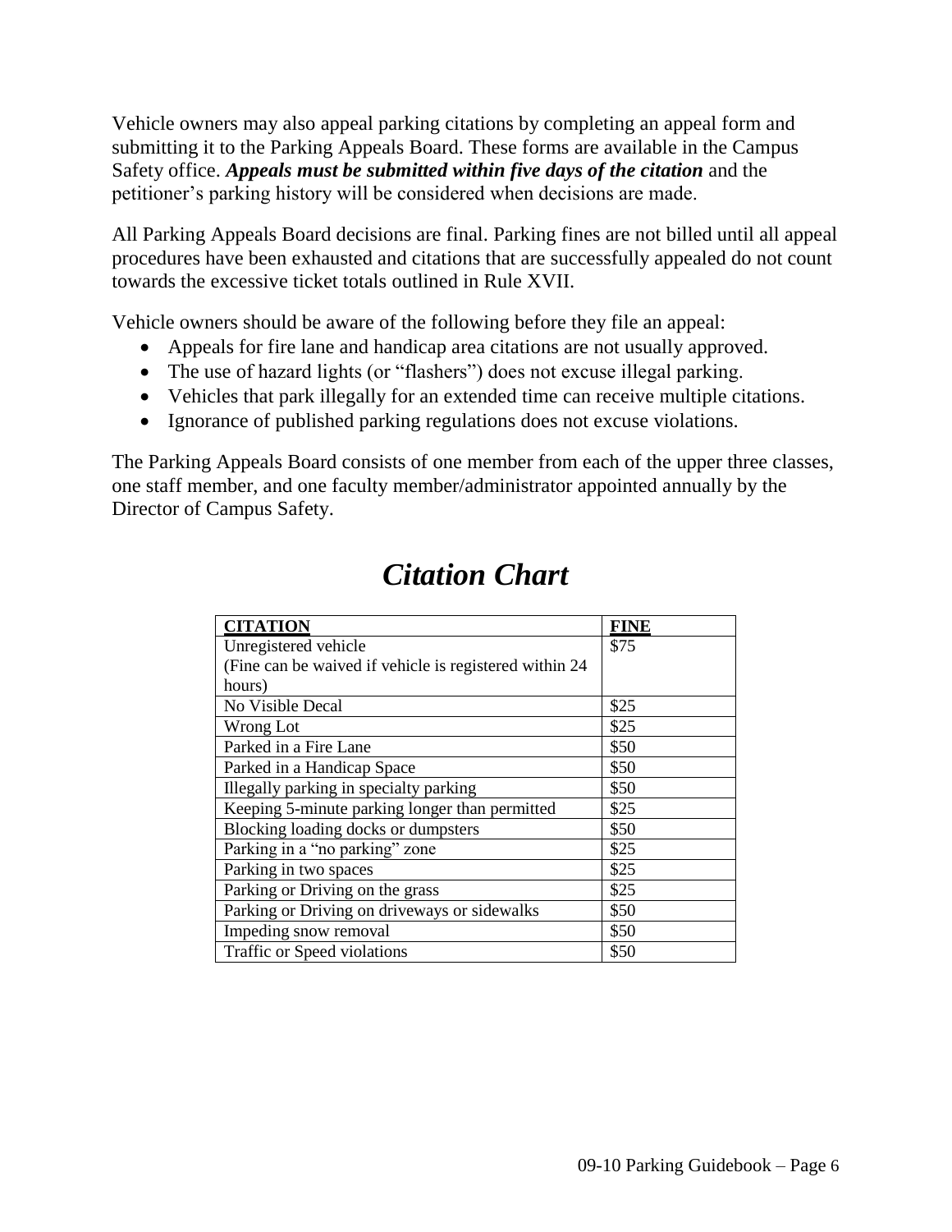Vehicle owners may also appeal parking citations by completing an appeal form and submitting it to the Parking Appeals Board. These forms are available in the Campus Safety office. ***Appeals must be submitted within five days of the citation*** and the petitioner's parking history will be considered when decisions are made.

All Parking Appeals Board decisions are final. Parking fines are not billed until all appeal procedures have been exhausted and citations that are successfully appealed do not count towards the excessive ticket totals outlined in Rule XVII.

Vehicle owners should be aware of the following before they file an appeal:

- Appeals for fire lane and handicap area citations are not usually approved.
- The use of hazard lights (or "flashers") does not excuse illegal parking.
- Vehicles that park illegally for an extended time can receive multiple citations.
- Ignorance of published parking regulations does not excuse violations.

The Parking Appeals Board consists of one member from each of the upper three classes, one staff member, and one faculty member/administrator appointed annually by the Director of Campus Safety.

# *Citation Chart*

| **CITATION** | **FINE** |
|---|---|
| Unregistered vehicle (Fine can be waived if vehicle is registered within 24 hours) | $75 |
| No Visible Decal | $25 |
| Wrong Lot | $25 |
| Parked in a Fire Lane | $50 |
| Parked in a Handicap Space | $50 |
| Illegally parking in specialty parking | $50 |
| Keeping 5-minute parking longer than permitted | $25 |
| Blocking loading docks or dumpsters | $50 |
| Parking in a "no parking" zone | $25 |
| Parking in two spaces | $25 |
| Parking or Driving on the grass | $25 |
| Parking or Driving on driveways or sidewalks | $50 |
| Impeding snow removal | $50 |
| Traffic or Speed violations | $50 |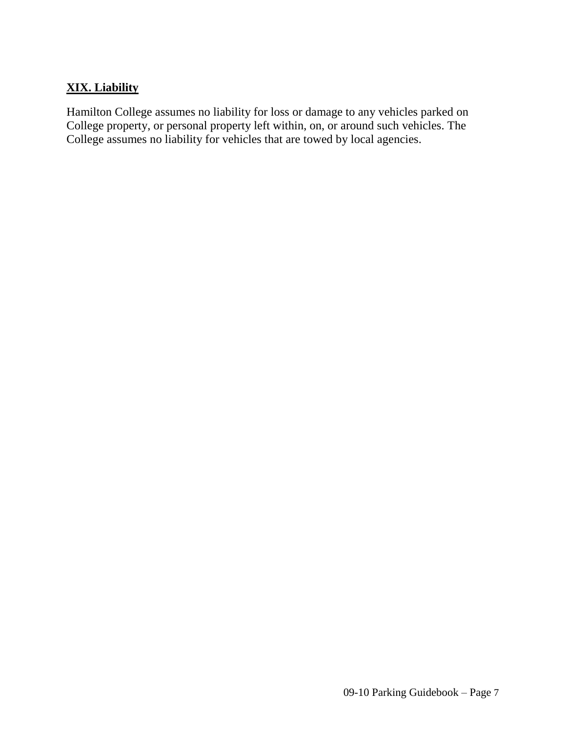## **XIX. Liability**

Hamilton College assumes no liability for loss or damage to any vehicles parked on College property, or personal property left within, on, or around such vehicles. The College assumes no liability for vehicles that are towed by local agencies.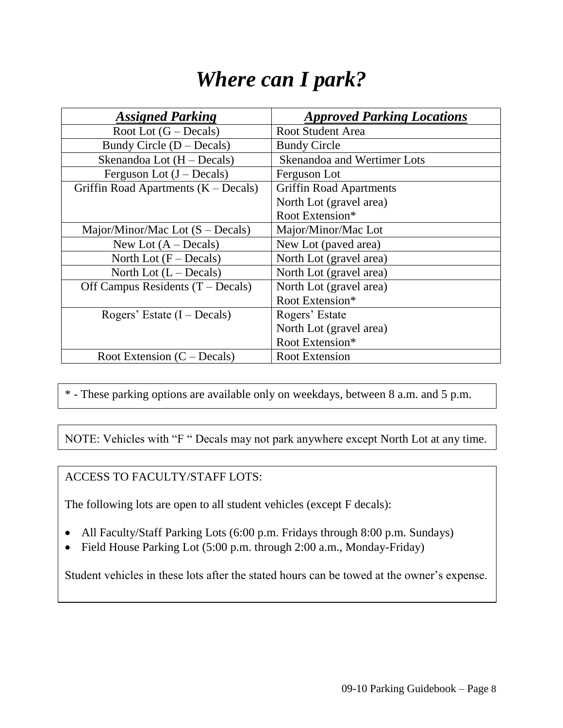# *Where can I park?*

| ***Assigned Parking*** | ***Approved Parking Locations*** |
|---|---|
| Root Lot (G – Decals) | Root Student Area |
| Bundy Circle (D – Decals) | Bundy Circle |
| Skenandoa Lot (H – Decals) | Skenandoa and Wertimer Lots |
| Ferguson Lot (J – Decals) | Ferguson Lot |
| Griffin Road Apartments (K – Decals) | Griffin Road Apartments<br>North Lot (gravel area)<br>Root Extension* |
| Major/Minor/Mac Lot (S – Decals) | Major/Minor/Mac Lot |
| New Lot (A – Decals) | New Lot (paved area) |
| North Lot (F – Decals) | North Lot (gravel area) |
| North Lot (L – Decals) | North Lot (gravel area) |
| Off Campus Residents (T – Decals) | North Lot (gravel area)<br>Root Extension* |
| Rogers' Estate (I – Decals) | Rogers' Estate<br>North Lot (gravel area)<br>Root Extension* |
| Root Extension (C – Decals) | Root Extension |

* - These parking options are available only on weekdays, between 8 a.m. and 5 p.m.

NOTE: Vehicles with "F " Decals may not park anywhere except North Lot at any time.

ACCESS TO FACULTY/STAFF LOTS:

The following lots are open to all student vehicles (except F decals):

- All Faculty/Staff Parking Lots (6:00 p.m. Fridays through 8:00 p.m. Sundays)
- Field House Parking Lot (5:00 p.m. through 2:00 a.m., Monday-Friday)

Student vehicles in these lots after the stated hours can be towed at the owner's expense.